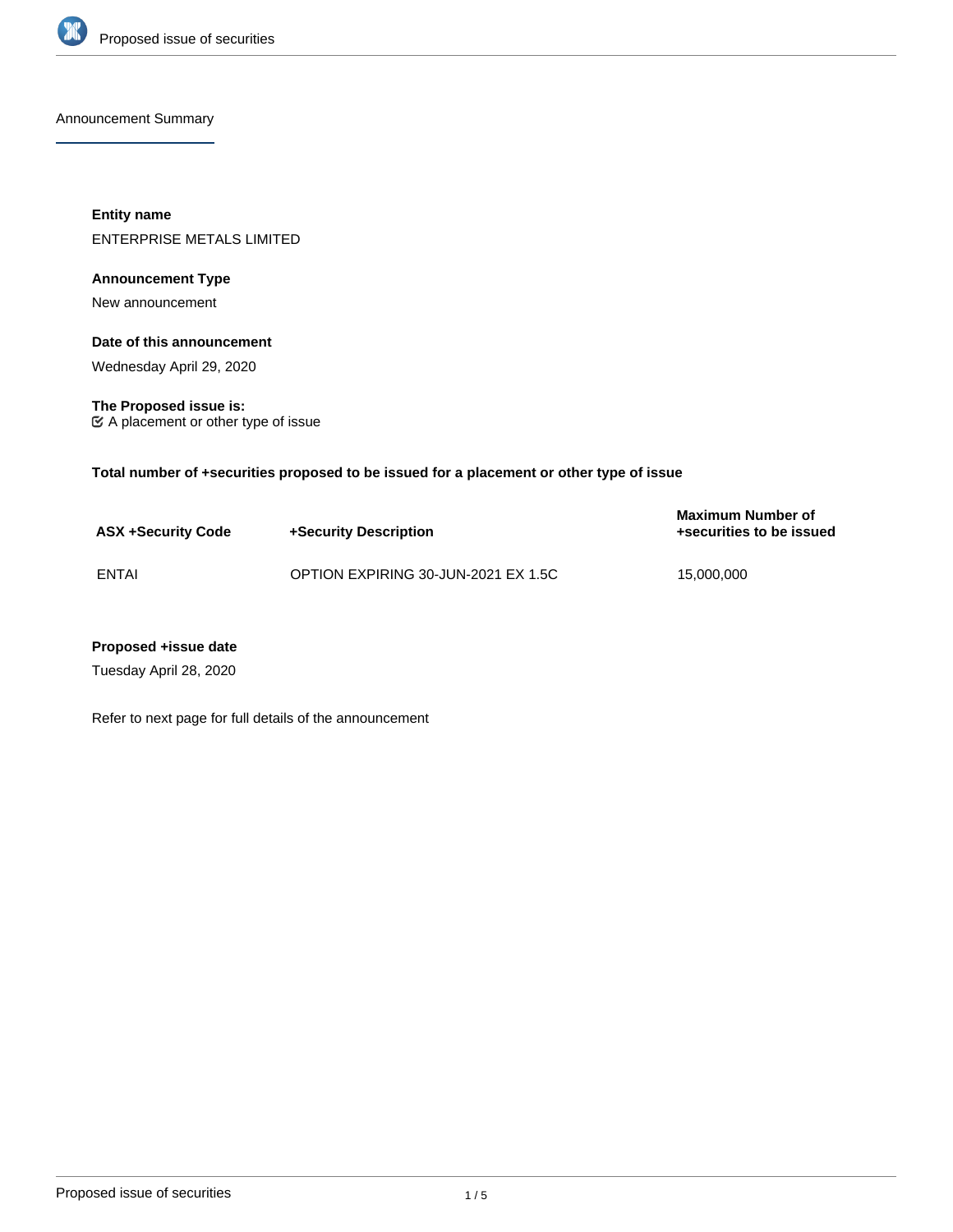## Announcement Summary

**Entity name**

ENTERPRISE METALS LIMITED

**Announcement Type**

New announcement

**Date of this announcement**

Wednesday April 29, 2020

**The Proposed issue is:**

☑ A placement or other type of issue

**Total number of +securities proposed to be issued for a placement or other type of issue**

| ASX +Security Code | +Security Description | Maximum Number of +securities to be issued |
|---|---|---|
| ENTAI | OPTION EXPIRING 30-JUN-2021 EX 1.5C | 15,000,000 |

**Proposed +issue date**

Tuesday April 28, 2020

Refer to next page for full details of the announcement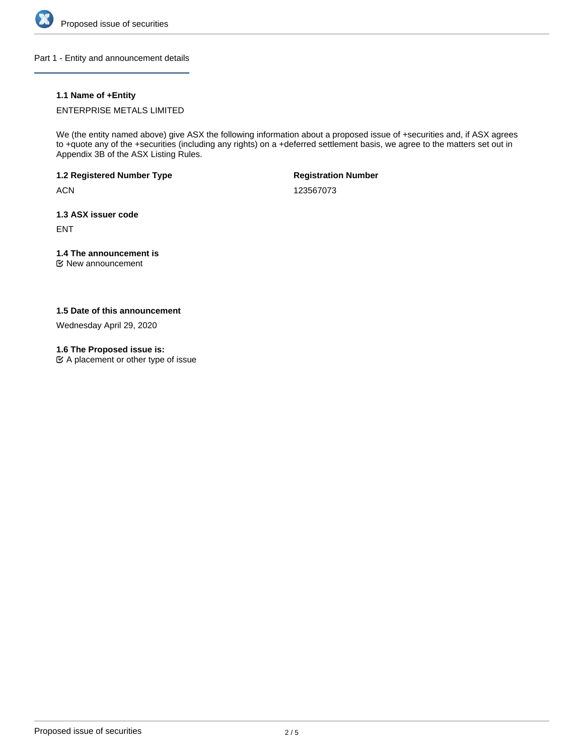## Part 1 - Entity and announcement details

### 1.1 Name of +Entity

ENTERPRISE METALS LIMITED

We (the entity named above) give ASX the following information about a proposed issue of +securities and, if ASX agrees to +quote any of the +securities (including any rights) on a +deferred settlement basis, we agree to the matters set out in Appendix 3B of the ASX Listing Rules.

### 1.2 Registered Number Type

ACN

**Registration Number**

123567073

### 1.3 ASX issuer code

ENT

### 1.4 The announcement is

☑ New announcement

### 1.5 Date of this announcement

Wednesday April 29, 2020

### 1.6 The Proposed issue is:

☑ A placement or other type of issue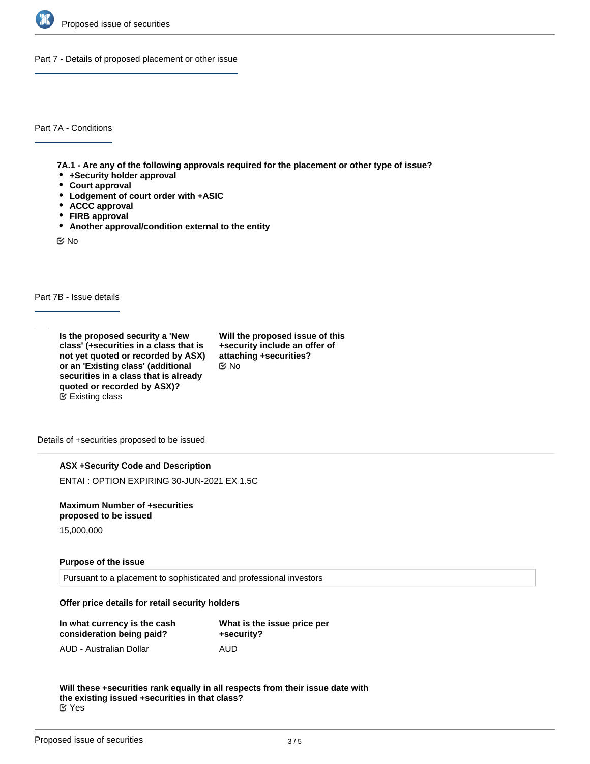## Part 7 - Details of proposed placement or other issue

### Part 7A - Conditions

**7A.1 - Are any of the following approvals required for the placement or other type of issue?**

- **+Security holder approval**
- **Court approval**
- **Lodgement of court order with +ASIC**
- **ACCC approval**
- **FIRB approval**
- **Another approval/condition external to the entity**

No

### Part 7B - Issue details

**Is the proposed security a 'New class' (+securities in a class that is not yet quoted or recorded by ASX) or an 'Existing class' (additional securities in a class that is already quoted or recorded by ASX)?**
Existing class

**Will the proposed issue of this +security include an offer of attaching +securities?**
No

Details of +securities proposed to be issued

**ASX +Security Code and Description**

ENTAI : OPTION EXPIRING 30-JUN-2021 EX 1.5C

**Maximum Number of +securities proposed to be issued**

15,000,000

**Purpose of the issue**

Pursuant to a placement to sophisticated and professional investors

**Offer price details for retail security holders**

| In what currency is the cash consideration being paid? | What is the issue price per +security? |
| --- | --- |
| AUD - Australian Dollar | AUD |

**Will these +securities rank equally in all respects from their issue date with the existing issued +securities in that class?**
Yes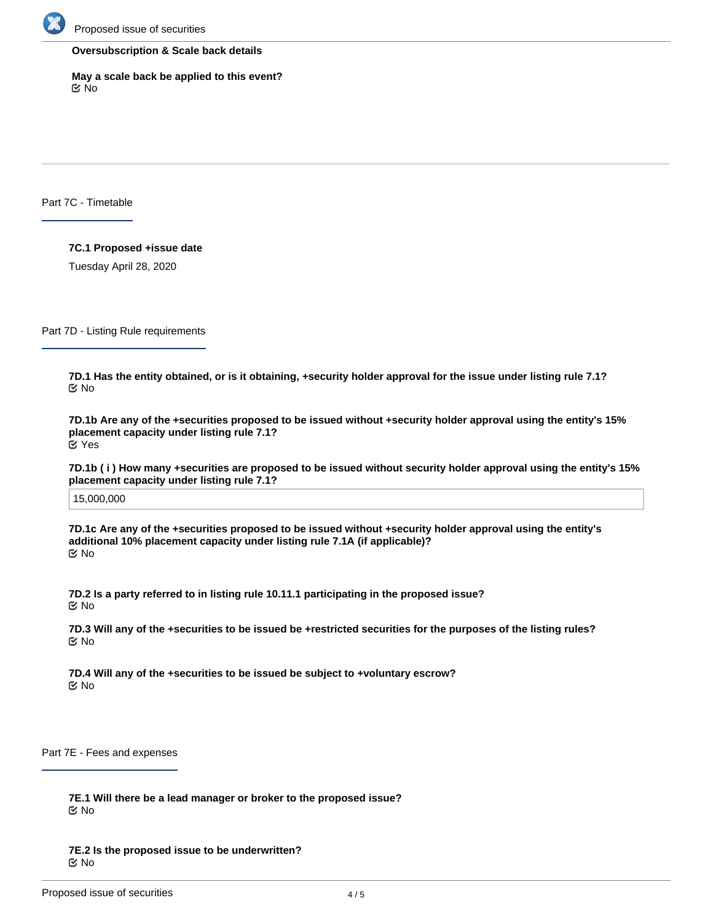**Oversubscription & Scale back details**

**May a scale back be applied to this event?**
☑ No

## Part 7C - Timetable

**7C.1 Proposed +issue date**

Tuesday April 28, 2020

## Part 7D - Listing Rule requirements

**7D.1 Has the entity obtained, or is it obtaining, +security holder approval for the issue under listing rule 7.1?**
☑ No

**7D.1b Are any of the +securities proposed to be issued without +security holder approval using the entity's 15% placement capacity under listing rule 7.1?**
☑ Yes

**7D.1b ( i ) How many +securities are proposed to be issued without security holder approval using the entity's 15% placement capacity under listing rule 7.1?**

15,000,000

**7D.1c Are any of the +securities proposed to be issued without +security holder approval using the entity's additional 10% placement capacity under listing rule 7.1A (if applicable)?**
☑ No

**7D.2 Is a party referred to in listing rule 10.11.1 participating in the proposed issue?**
☑ No

**7D.3 Will any of the +securities to be issued be +restricted securities for the purposes of the listing rules?**
☑ No

**7D.4 Will any of the +securities to be issued be subject to +voluntary escrow?**
☑ No

## Part 7E - Fees and expenses

**7E.1 Will there be a lead manager or broker to the proposed issue?**
☑ No

**7E.2 Is the proposed issue to be underwritten?**
☑ No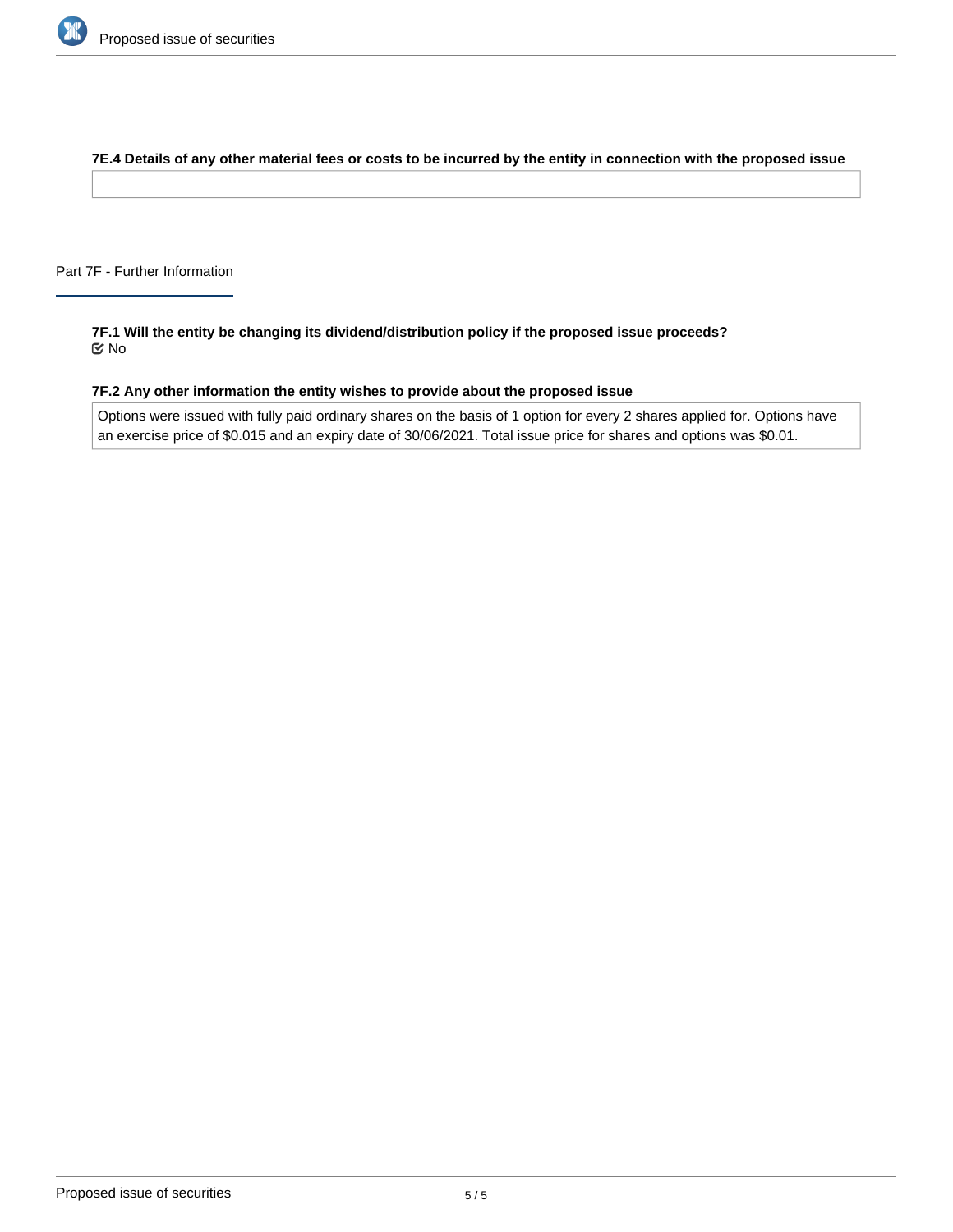**7E.4 Details of any other material fees or costs to be incurred by the entity in connection with the proposed issue**

## Part 7F - Further Information

**7F.1 Will the entity be changing its dividend/distribution policy if the proposed issue proceeds?**

☑ No

**7F.2 Any other information the entity wishes to provide about the proposed issue**

Options were issued with fully paid ordinary shares on the basis of 1 option for every 2 shares applied for. Options have an exercise price of $0.015 and an expiry date of 30/06/2021. Total issue price for shares and options was $0.01.